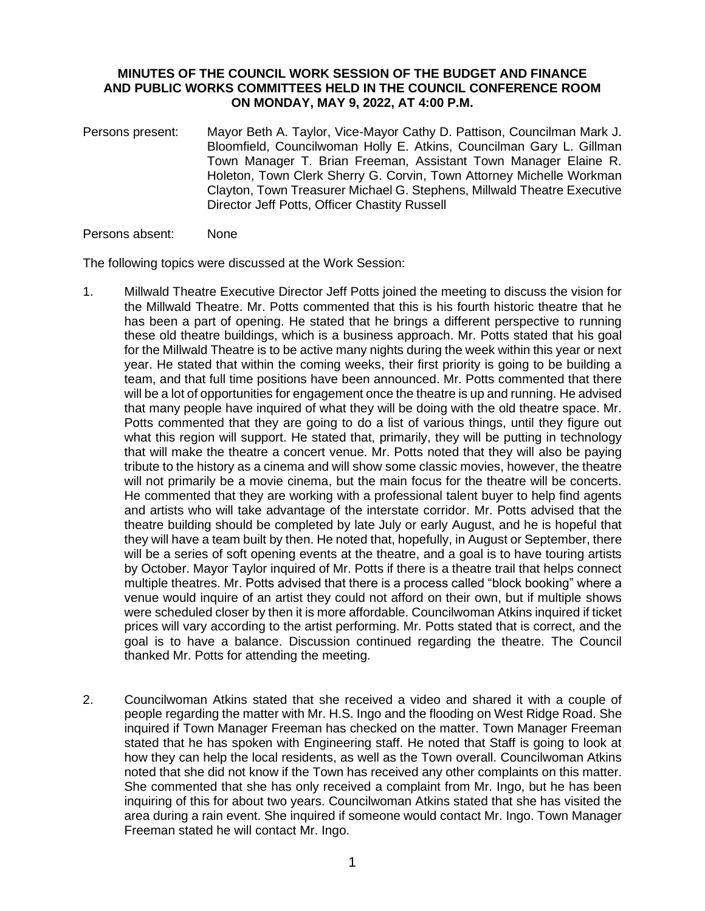**MINUTES OF THE COUNCIL WORK SESSION OF THE BUDGET AND FINANCE AND PUBLIC WORKS COMMITTEES HELD IN THE COUNCIL CONFERENCE ROOM ON MONDAY, MAY 9, 2022, AT 4:00 P.M.**

Persons present: Mayor Beth A. Taylor, Vice-Mayor Cathy D. Pattison, Councilman Mark J. Bloomfield, Councilwoman Holly E. Atkins, Councilman Gary L. Gillman Town Manager T. Brian Freeman, Assistant Town Manager Elaine R. Holeton, Town Clerk Sherry G. Corvin, Town Attorney Michelle Workman Clayton, Town Treasurer Michael G. Stephens, Millwald Theatre Executive Director Jeff Potts, Officer Chastity Russell

Persons absent: None

The following topics were discussed at the Work Session:

1. Millwald Theatre Executive Director Jeff Potts joined the meeting to discuss the vision for the Millwald Theatre. Mr. Potts commented that this is his fourth historic theatre that he has been a part of opening. He stated that he brings a different perspective to running these old theatre buildings, which is a business approach. Mr. Potts stated that his goal for the Millwald Theatre is to be active many nights during the week within this year or next year. He stated that within the coming weeks, their first priority is going to be building a team, and that full time positions have been announced. Mr. Potts commented that there will be a lot of opportunities for engagement once the theatre is up and running. He advised that many people have inquired of what they will be doing with the old theatre space. Mr. Potts commented that they are going to do a list of various things, until they figure out what this region will support. He stated that, primarily, they will be putting in technology that will make the theatre a concert venue. Mr. Potts noted that they will also be paying tribute to the history as a cinema and will show some classic movies, however, the theatre will not primarily be a movie cinema, but the main focus for the theatre will be concerts. He commented that they are working with a professional talent buyer to help find agents and artists who will take advantage of the interstate corridor. Mr. Potts advised that the theatre building should be completed by late July or early August, and he is hopeful that they will have a team built by then. He noted that, hopefully, in August or September, there will be a series of soft opening events at the theatre, and a goal is to have touring artists by October. Mayor Taylor inquired of Mr. Potts if there is a theatre trail that helps connect multiple theatres. Mr. Potts advised that there is a process called "block booking" where a venue would inquire of an artist they could not afford on their own, but if multiple shows were scheduled closer by then it is more affordable. Councilwoman Atkins inquired if ticket prices will vary according to the artist performing. Mr. Potts stated that is correct, and the goal is to have a balance. Discussion continued regarding the theatre. The Council thanked Mr. Potts for attending the meeting.

2. Councilwoman Atkins stated that she received a video and shared it with a couple of people regarding the matter with Mr. H.S. Ingo and the flooding on West Ridge Road. She inquired if Town Manager Freeman has checked on the matter. Town Manager Freeman stated that he has spoken with Engineering staff. He noted that Staff is going to look at how they can help the local residents, as well as the Town overall. Councilwoman Atkins noted that she did not know if the Town has received any other complaints on this matter. She commented that she has only received a complaint from Mr. Ingo, but he has been inquiring of this for about two years. Councilwoman Atkins stated that she has visited the area during a rain event. She inquired if someone would contact Mr. Ingo. Town Manager Freeman stated he will contact Mr. Ingo.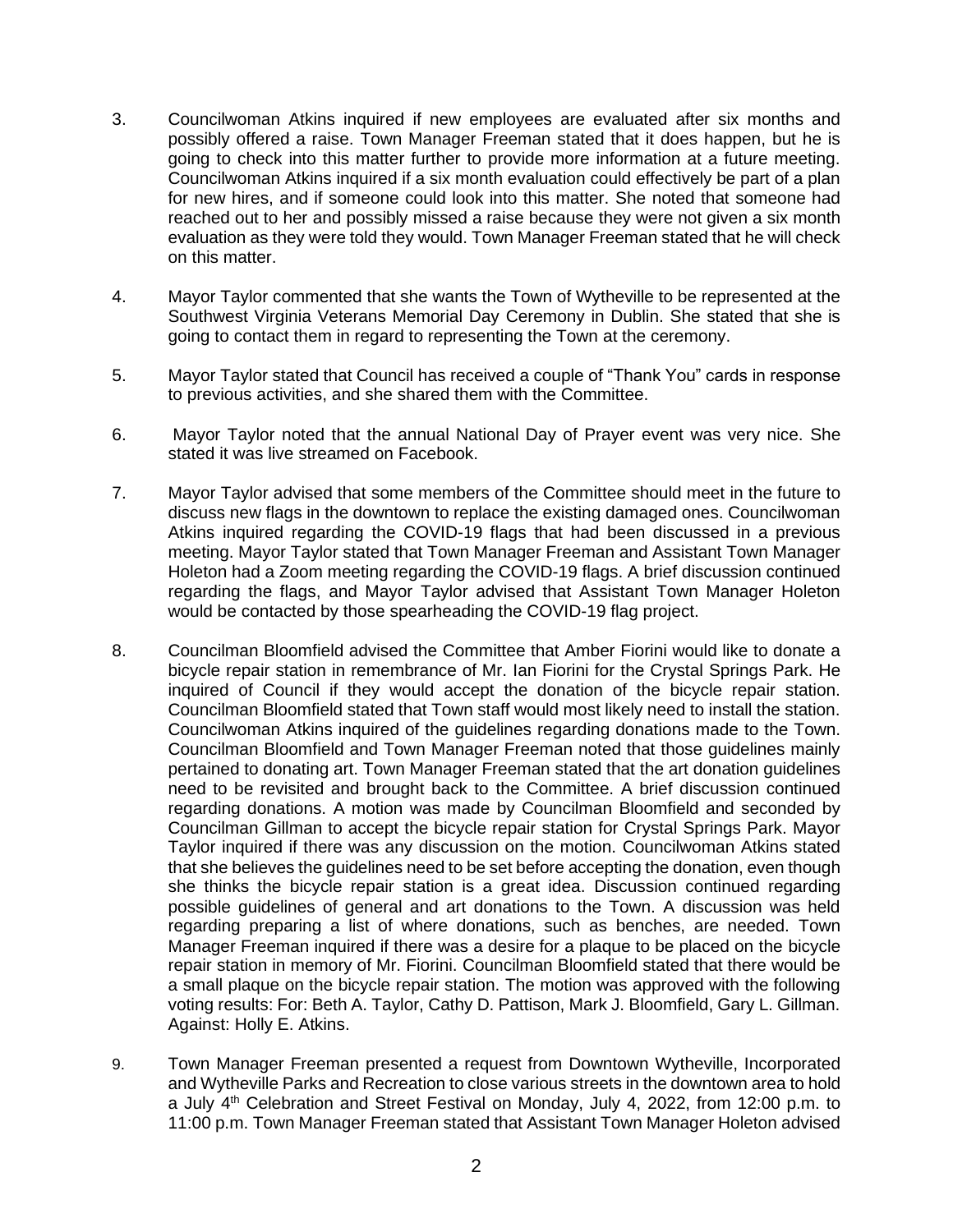3. Councilwoman Atkins inquired if new employees are evaluated after six months and possibly offered a raise. Town Manager Freeman stated that it does happen, but he is going to check into this matter further to provide more information at a future meeting. Councilwoman Atkins inquired if a six month evaluation could effectively be part of a plan for new hires, and if someone could look into this matter. She noted that someone had reached out to her and possibly missed a raise because they were not given a six month evaluation as they were told they would. Town Manager Freeman stated that he will check on this matter.

4. Mayor Taylor commented that she wants the Town of Wytheville to be represented at the Southwest Virginia Veterans Memorial Day Ceremony in Dublin. She stated that she is going to contact them in regard to representing the Town at the ceremony.

5. Mayor Taylor stated that Council has received a couple of "Thank You" cards in response to previous activities, and she shared them with the Committee.

6. Mayor Taylor noted that the annual National Day of Prayer event was very nice. She stated it was live streamed on Facebook.

7. Mayor Taylor advised that some members of the Committee should meet in the future to discuss new flags in the downtown to replace the existing damaged ones. Councilwoman Atkins inquired regarding the COVID-19 flags that had been discussed in a previous meeting. Mayor Taylor stated that Town Manager Freeman and Assistant Town Manager Holeton had a Zoom meeting regarding the COVID-19 flags. A brief discussion continued regarding the flags, and Mayor Taylor advised that Assistant Town Manager Holeton would be contacted by those spearheading the COVID-19 flag project.

8. Councilman Bloomfield advised the Committee that Amber Fiorini would like to donate a bicycle repair station in remembrance of Mr. Ian Fiorini for the Crystal Springs Park. He inquired of Council if they would accept the donation of the bicycle repair station. Councilman Bloomfield stated that Town staff would most likely need to install the station. Councilwoman Atkins inquired of the guidelines regarding donations made to the Town. Councilman Bloomfield and Town Manager Freeman noted that those guidelines mainly pertained to donating art. Town Manager Freeman stated that the art donation guidelines need to be revisited and brought back to the Committee. A brief discussion continued regarding donations. A motion was made by Councilman Bloomfield and seconded by Councilman Gillman to accept the bicycle repair station for Crystal Springs Park. Mayor Taylor inquired if there was any discussion on the motion. Councilwoman Atkins stated that she believes the guidelines need to be set before accepting the donation, even though she thinks the bicycle repair station is a great idea. Discussion continued regarding possible guidelines of general and art donations to the Town. A discussion was held regarding preparing a list of where donations, such as benches, are needed. Town Manager Freeman inquired if there was a desire for a plaque to be placed on the bicycle repair station in memory of Mr. Fiorini. Councilman Bloomfield stated that there would be a small plaque on the bicycle repair station. The motion was approved with the following voting results: For: Beth A. Taylor, Cathy D. Pattison, Mark J. Bloomfield, Gary L. Gillman. Against: Holly E. Atkins.

9. Town Manager Freeman presented a request from Downtown Wytheville, Incorporated and Wytheville Parks and Recreation to close various streets in the downtown area to hold a July 4th Celebration and Street Festival on Monday, July 4, 2022, from 12:00 p.m. to 11:00 p.m. Town Manager Freeman stated that Assistant Town Manager Holeton advised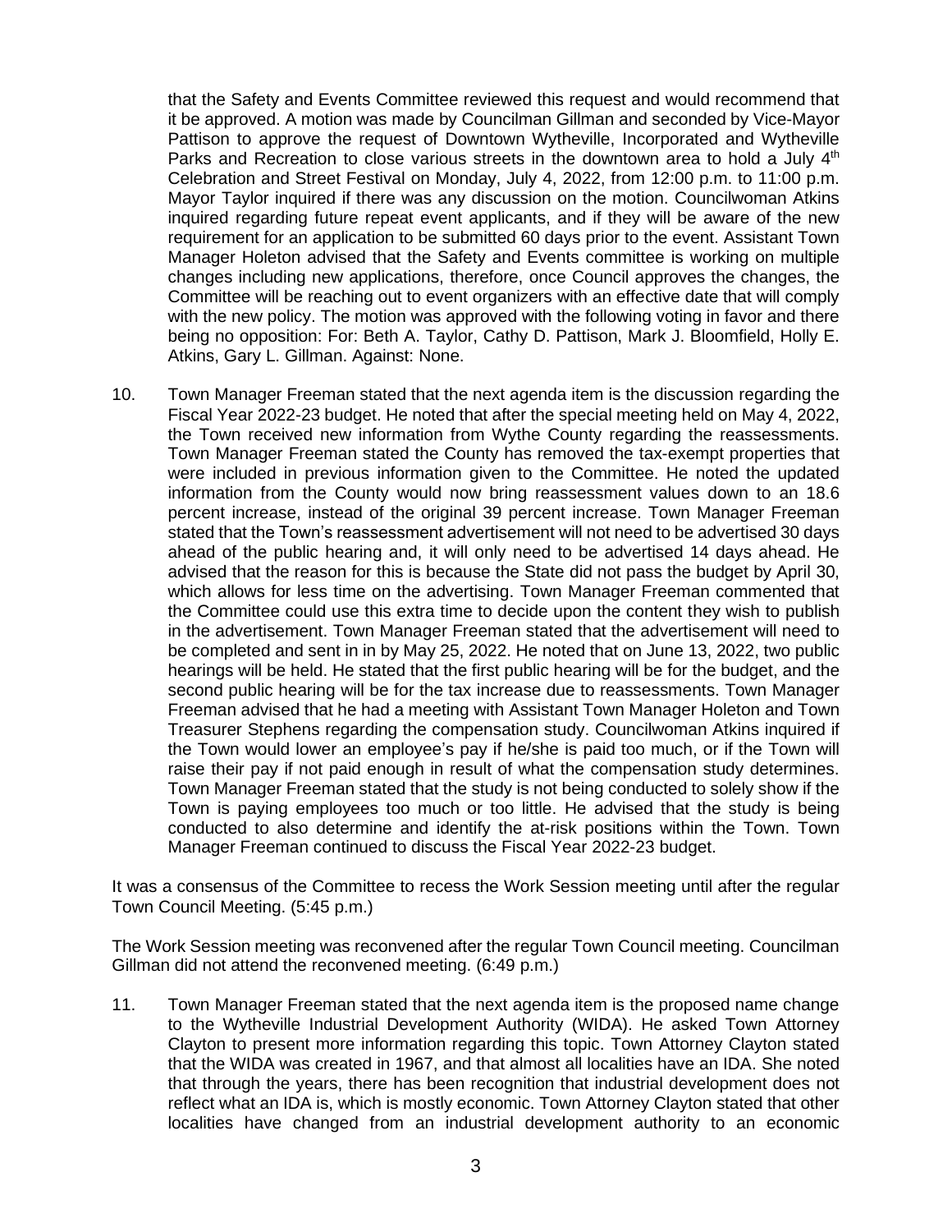that the Safety and Events Committee reviewed this request and would recommend that it be approved. A motion was made by Councilman Gillman and seconded by Vice-Mayor Pattison to approve the request of Downtown Wytheville, Incorporated and Wytheville Parks and Recreation to close various streets in the downtown area to hold a July 4th Celebration and Street Festival on Monday, July 4, 2022, from 12:00 p.m. to 11:00 p.m. Mayor Taylor inquired if there was any discussion on the motion. Councilwoman Atkins inquired regarding future repeat event applicants, and if they will be aware of the new requirement for an application to be submitted 60 days prior to the event. Assistant Town Manager Holeton advised that the Safety and Events committee is working on multiple changes including new applications, therefore, once Council approves the changes, the Committee will be reaching out to event organizers with an effective date that will comply with the new policy. The motion was approved with the following voting in favor and there being no opposition: For: Beth A. Taylor, Cathy D. Pattison, Mark J. Bloomfield, Holly E. Atkins, Gary L. Gillman. Against: None.

10. Town Manager Freeman stated that the next agenda item is the discussion regarding the Fiscal Year 2022-23 budget. He noted that after the special meeting held on May 4, 2022, the Town received new information from Wythe County regarding the reassessments. Town Manager Freeman stated the County has removed the tax-exempt properties that were included in previous information given to the Committee. He noted the updated information from the County would now bring reassessment values down to an 18.6 percent increase, instead of the original 39 percent increase. Town Manager Freeman stated that the Town's reassessment advertisement will not need to be advertised 30 days ahead of the public hearing and, it will only need to be advertised 14 days ahead. He advised that the reason for this is because the State did not pass the budget by April 30, which allows for less time on the advertising. Town Manager Freeman commented that the Committee could use this extra time to decide upon the content they wish to publish in the advertisement. Town Manager Freeman stated that the advertisement will need to be completed and sent in in by May 25, 2022. He noted that on June 13, 2022, two public hearings will be held. He stated that the first public hearing will be for the budget, and the second public hearing will be for the tax increase due to reassessments. Town Manager Freeman advised that he had a meeting with Assistant Town Manager Holeton and Town Treasurer Stephens regarding the compensation study. Councilwoman Atkins inquired if the Town would lower an employee's pay if he/she is paid too much, or if the Town will raise their pay if not paid enough in result of what the compensation study determines. Town Manager Freeman stated that the study is not being conducted to solely show if the Town is paying employees too much or too little. He advised that the study is being conducted to also determine and identify the at-risk positions within the Town. Town Manager Freeman continued to discuss the Fiscal Year 2022-23 budget.

It was a consensus of the Committee to recess the Work Session meeting until after the regular Town Council Meeting. (5:45 p.m.)

The Work Session meeting was reconvened after the regular Town Council meeting. Councilman Gillman did not attend the reconvened meeting. (6:49 p.m.)

11. Town Manager Freeman stated that the next agenda item is the proposed name change to the Wytheville Industrial Development Authority (WIDA). He asked Town Attorney Clayton to present more information regarding this topic. Town Attorney Clayton stated that the WIDA was created in 1967, and that almost all localities have an IDA. She noted that through the years, there has been recognition that industrial development does not reflect what an IDA is, which is mostly economic. Town Attorney Clayton stated that other localities have changed from an industrial development authority to an economic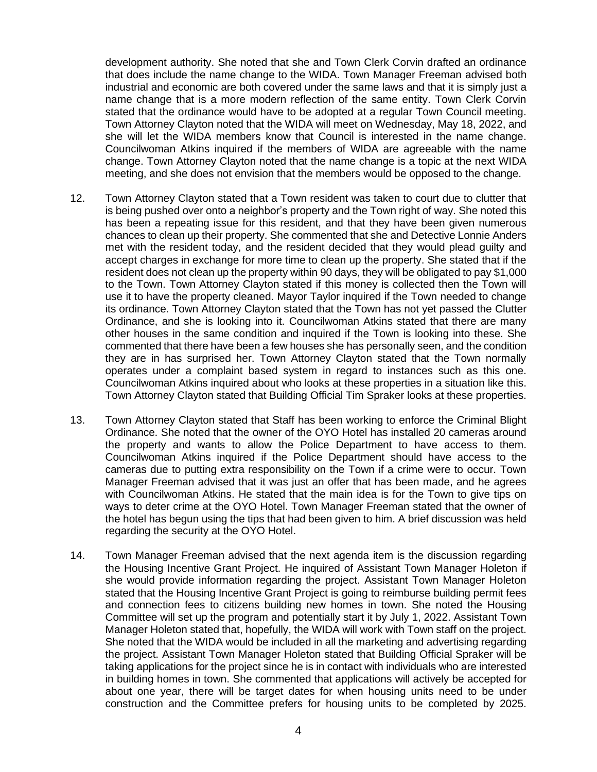development authority. She noted that she and Town Clerk Corvin drafted an ordinance that does include the name change to the WIDA. Town Manager Freeman advised both industrial and economic are both covered under the same laws and that it is simply just a name change that is a more modern reflection of the same entity. Town Clerk Corvin stated that the ordinance would have to be adopted at a regular Town Council meeting. Town Attorney Clayton noted that the WIDA will meet on Wednesday, May 18, 2022, and she will let the WIDA members know that Council is interested in the name change. Councilwoman Atkins inquired if the members of WIDA are agreeable with the name change. Town Attorney Clayton noted that the name change is a topic at the next WIDA meeting, and she does not envision that the members would be opposed to the change.

12. Town Attorney Clayton stated that a Town resident was taken to court due to clutter that is being pushed over onto a neighbor's property and the Town right of way. She noted this has been a repeating issue for this resident, and that they have been given numerous chances to clean up their property. She commented that she and Detective Lonnie Anders met with the resident today, and the resident decided that they would plead guilty and accept charges in exchange for more time to clean up the property. She stated that if the resident does not clean up the property within 90 days, they will be obligated to pay $1,000 to the Town. Town Attorney Clayton stated if this money is collected then the Town will use it to have the property cleaned. Mayor Taylor inquired if the Town needed to change its ordinance. Town Attorney Clayton stated that the Town has not yet passed the Clutter Ordinance, and she is looking into it. Councilwoman Atkins stated that there are many other houses in the same condition and inquired if the Town is looking into these. She commented that there have been a few houses she has personally seen, and the condition they are in has surprised her. Town Attorney Clayton stated that the Town normally operates under a complaint based system in regard to instances such as this one. Councilwoman Atkins inquired about who looks at these properties in a situation like this. Town Attorney Clayton stated that Building Official Tim Spraker looks at these properties.

13. Town Attorney Clayton stated that Staff has been working to enforce the Criminal Blight Ordinance. She noted that the owner of the OYO Hotel has installed 20 cameras around the property and wants to allow the Police Department to have access to them. Councilwoman Atkins inquired if the Police Department should have access to the cameras due to putting extra responsibility on the Town if a crime were to occur. Town Manager Freeman advised that it was just an offer that has been made, and he agrees with Councilwoman Atkins. He stated that the main idea is for the Town to give tips on ways to deter crime at the OYO Hotel. Town Manager Freeman stated that the owner of the hotel has begun using the tips that had been given to him. A brief discussion was held regarding the security at the OYO Hotel.

14. Town Manager Freeman advised that the next agenda item is the discussion regarding the Housing Incentive Grant Project. He inquired of Assistant Town Manager Holeton if she would provide information regarding the project. Assistant Town Manager Holeton stated that the Housing Incentive Grant Project is going to reimburse building permit fees and connection fees to citizens building new homes in town. She noted the Housing Committee will set up the program and potentially start it by July 1, 2022. Assistant Town Manager Holeton stated that, hopefully, the WIDA will work with Town staff on the project. She noted that the WIDA would be included in all the marketing and advertising regarding the project. Assistant Town Manager Holeton stated that Building Official Spraker will be taking applications for the project since he is in contact with individuals who are interested in building homes in town. She commented that applications will actively be accepted for about one year, there will be target dates for when housing units need to be under construction and the Committee prefers for housing units to be completed by 2025.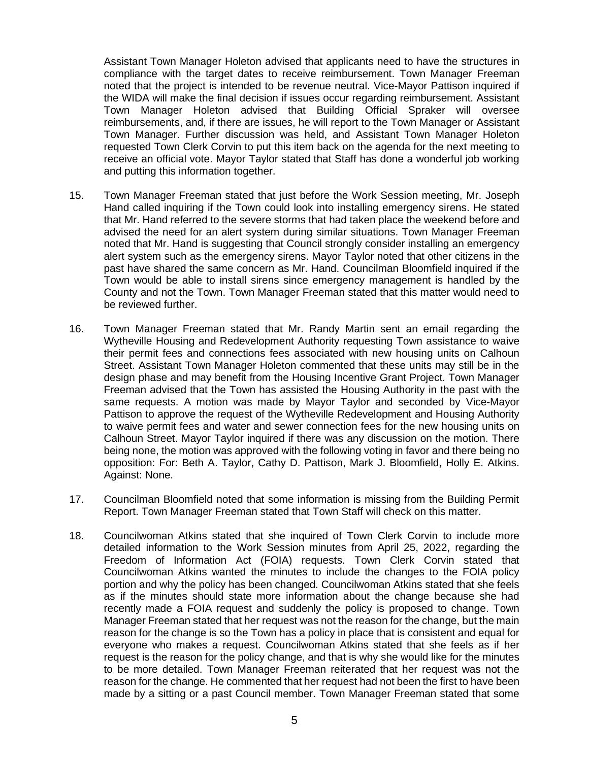Assistant Town Manager Holeton advised that applicants need to have the structures in compliance with the target dates to receive reimbursement. Town Manager Freeman noted that the project is intended to be revenue neutral. Vice-Mayor Pattison inquired if the WIDA will make the final decision if issues occur regarding reimbursement. Assistant Town Manager Holeton advised that Building Official Spraker will oversee reimbursements, and, if there are issues, he will report to the Town Manager or Assistant Town Manager. Further discussion was held, and Assistant Town Manager Holeton requested Town Clerk Corvin to put this item back on the agenda for the next meeting to receive an official vote. Mayor Taylor stated that Staff has done a wonderful job working and putting this information together.

15. Town Manager Freeman stated that just before the Work Session meeting, Mr. Joseph Hand called inquiring if the Town could look into installing emergency sirens. He stated that Mr. Hand referred to the severe storms that had taken place the weekend before and advised the need for an alert system during similar situations. Town Manager Freeman noted that Mr. Hand is suggesting that Council strongly consider installing an emergency alert system such as the emergency sirens. Mayor Taylor noted that other citizens in the past have shared the same concern as Mr. Hand. Councilman Bloomfield inquired if the Town would be able to install sirens since emergency management is handled by the County and not the Town. Town Manager Freeman stated that this matter would need to be reviewed further.

16. Town Manager Freeman stated that Mr. Randy Martin sent an email regarding the Wytheville Housing and Redevelopment Authority requesting Town assistance to waive their permit fees and connections fees associated with new housing units on Calhoun Street. Assistant Town Manager Holeton commented that these units may still be in the design phase and may benefit from the Housing Incentive Grant Project. Town Manager Freeman advised that the Town has assisted the Housing Authority in the past with the same requests. A motion was made by Mayor Taylor and seconded by Vice-Mayor Pattison to approve the request of the Wytheville Redevelopment and Housing Authority to waive permit fees and water and sewer connection fees for the new housing units on Calhoun Street. Mayor Taylor inquired if there was any discussion on the motion. There being none, the motion was approved with the following voting in favor and there being no opposition: For: Beth A. Taylor, Cathy D. Pattison, Mark J. Bloomfield, Holly E. Atkins. Against: None.

17. Councilman Bloomfield noted that some information is missing from the Building Permit Report. Town Manager Freeman stated that Town Staff will check on this matter.

18. Councilwoman Atkins stated that she inquired of Town Clerk Corvin to include more detailed information to the Work Session minutes from April 25, 2022, regarding the Freedom of Information Act (FOIA) requests. Town Clerk Corvin stated that Councilwoman Atkins wanted the minutes to include the changes to the FOIA policy portion and why the policy has been changed. Councilwoman Atkins stated that she feels as if the minutes should state more information about the change because she had recently made a FOIA request and suddenly the policy is proposed to change. Town Manager Freeman stated that her request was not the reason for the change, but the main reason for the change is so the Town has a policy in place that is consistent and equal for everyone who makes a request. Councilwoman Atkins stated that she feels as if her request is the reason for the policy change, and that is why she would like for the minutes to be more detailed. Town Manager Freeman reiterated that her request was not the reason for the change. He commented that her request had not been the first to have been made by a sitting or a past Council member. Town Manager Freeman stated that some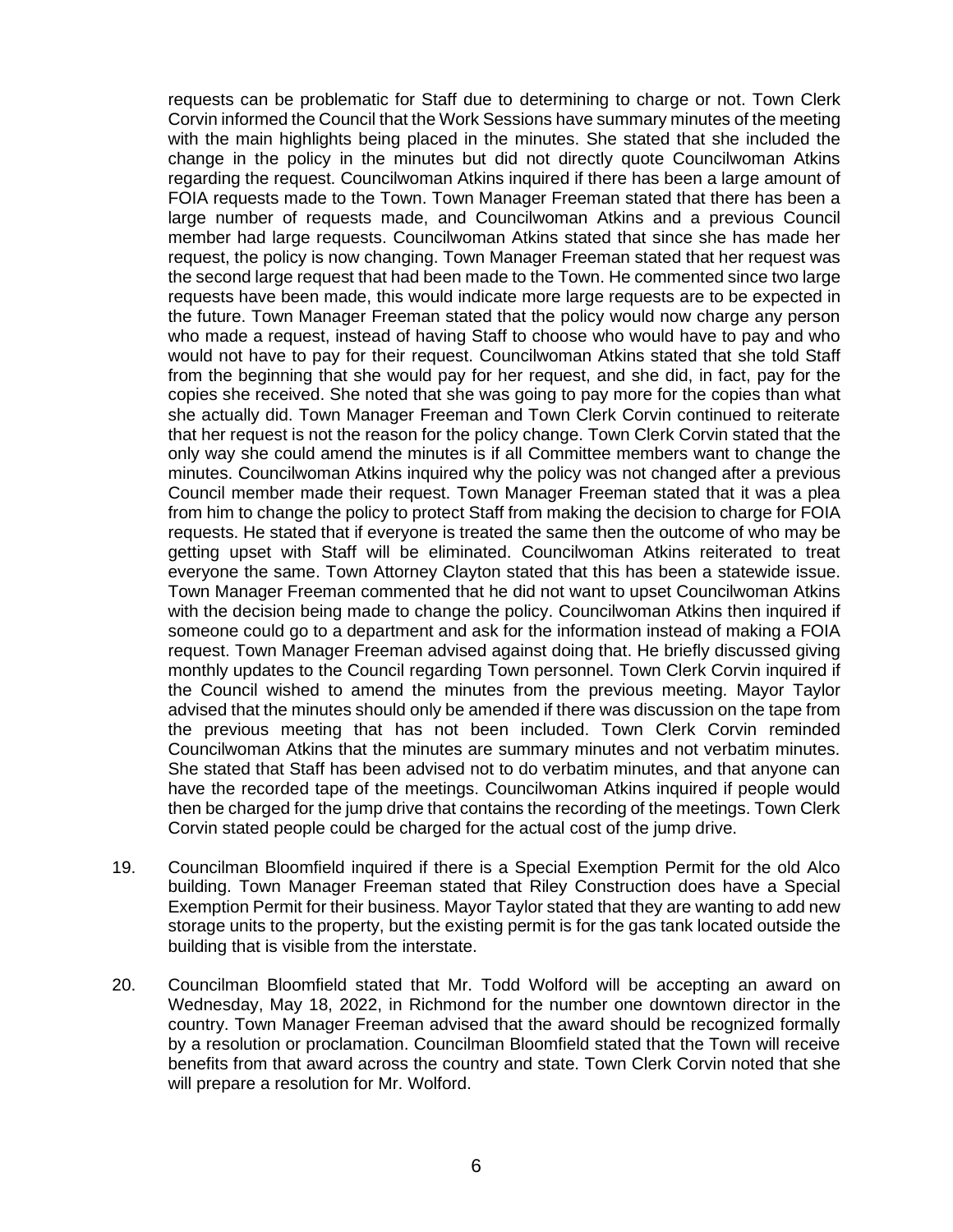requests can be problematic for Staff due to determining to charge or not. Town Clerk Corvin informed the Council that the Work Sessions have summary minutes of the meeting with the main highlights being placed in the minutes. She stated that she included the change in the policy in the minutes but did not directly quote Councilwoman Atkins regarding the request. Councilwoman Atkins inquired if there has been a large amount of FOIA requests made to the Town. Town Manager Freeman stated that there has been a large number of requests made, and Councilwoman Atkins and a previous Council member had large requests. Councilwoman Atkins stated that since she has made her request, the policy is now changing. Town Manager Freeman stated that her request was the second large request that had been made to the Town. He commented since two large requests have been made, this would indicate more large requests are to be expected in the future. Town Manager Freeman stated that the policy would now charge any person who made a request, instead of having Staff to choose who would have to pay and who would not have to pay for their request. Councilwoman Atkins stated that she told Staff from the beginning that she would pay for her request, and she did, in fact, pay for the copies she received. She noted that she was going to pay more for the copies than what she actually did. Town Manager Freeman and Town Clerk Corvin continued to reiterate that her request is not the reason for the policy change. Town Clerk Corvin stated that the only way she could amend the minutes is if all Committee members want to change the minutes. Councilwoman Atkins inquired why the policy was not changed after a previous Council member made their request. Town Manager Freeman stated that it was a plea from him to change the policy to protect Staff from making the decision to charge for FOIA requests. He stated that if everyone is treated the same then the outcome of who may be getting upset with Staff will be eliminated. Councilwoman Atkins reiterated to treat everyone the same. Town Attorney Clayton stated that this has been a statewide issue. Town Manager Freeman commented that he did not want to upset Councilwoman Atkins with the decision being made to change the policy. Councilwoman Atkins then inquired if someone could go to a department and ask for the information instead of making a FOIA request. Town Manager Freeman advised against doing that. He briefly discussed giving monthly updates to the Council regarding Town personnel. Town Clerk Corvin inquired if the Council wished to amend the minutes from the previous meeting. Mayor Taylor advised that the minutes should only be amended if there was discussion on the tape from the previous meeting that has not been included. Town Clerk Corvin reminded Councilwoman Atkins that the minutes are summary minutes and not verbatim minutes. She stated that Staff has been advised not to do verbatim minutes, and that anyone can have the recorded tape of the meetings. Councilwoman Atkins inquired if people would then be charged for the jump drive that contains the recording of the meetings. Town Clerk Corvin stated people could be charged for the actual cost of the jump drive.

19. Councilman Bloomfield inquired if there is a Special Exemption Permit for the old Alco building. Town Manager Freeman stated that Riley Construction does have a Special Exemption Permit for their business. Mayor Taylor stated that they are wanting to add new storage units to the property, but the existing permit is for the gas tank located outside the building that is visible from the interstate.

20. Councilman Bloomfield stated that Mr. Todd Wolford will be accepting an award on Wednesday, May 18, 2022, in Richmond for the number one downtown director in the country. Town Manager Freeman advised that the award should be recognized formally by a resolution or proclamation. Councilman Bloomfield stated that the Town will receive benefits from that award across the country and state. Town Clerk Corvin noted that she will prepare a resolution for Mr. Wolford.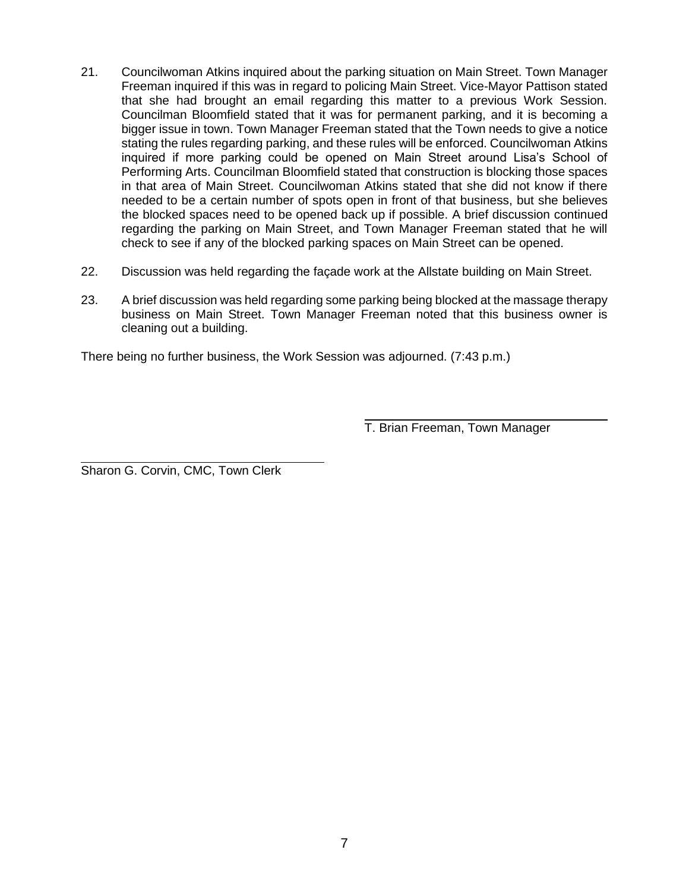21. Councilwoman Atkins inquired about the parking situation on Main Street. Town Manager Freeman inquired if this was in regard to policing Main Street. Vice-Mayor Pattison stated that she had brought an email regarding this matter to a previous Work Session. Councilman Bloomfield stated that it was for permanent parking, and it is becoming a bigger issue in town. Town Manager Freeman stated that the Town needs to give a notice stating the rules regarding parking, and these rules will be enforced. Councilwoman Atkins inquired if more parking could be opened on Main Street around Lisa's School of Performing Arts. Councilman Bloomfield stated that construction is blocking those spaces in that area of Main Street. Councilwoman Atkins stated that she did not know if there needed to be a certain number of spots open in front of that business, but she believes the blocked spaces need to be opened back up if possible. A brief discussion continued regarding the parking on Main Street, and Town Manager Freeman stated that he will check to see if any of the blocked parking spaces on Main Street can be opened.

22. Discussion was held regarding the façade work at the Allstate building on Main Street.

23. A brief discussion was held regarding some parking being blocked at the massage therapy business on Main Street. Town Manager Freeman noted that this business owner is cleaning out a building.

There being no further business, the Work Session was adjourned. (7:43 p.m.)

T. Brian Freeman, Town Manager

Sharon G. Corvin, CMC, Town Clerk